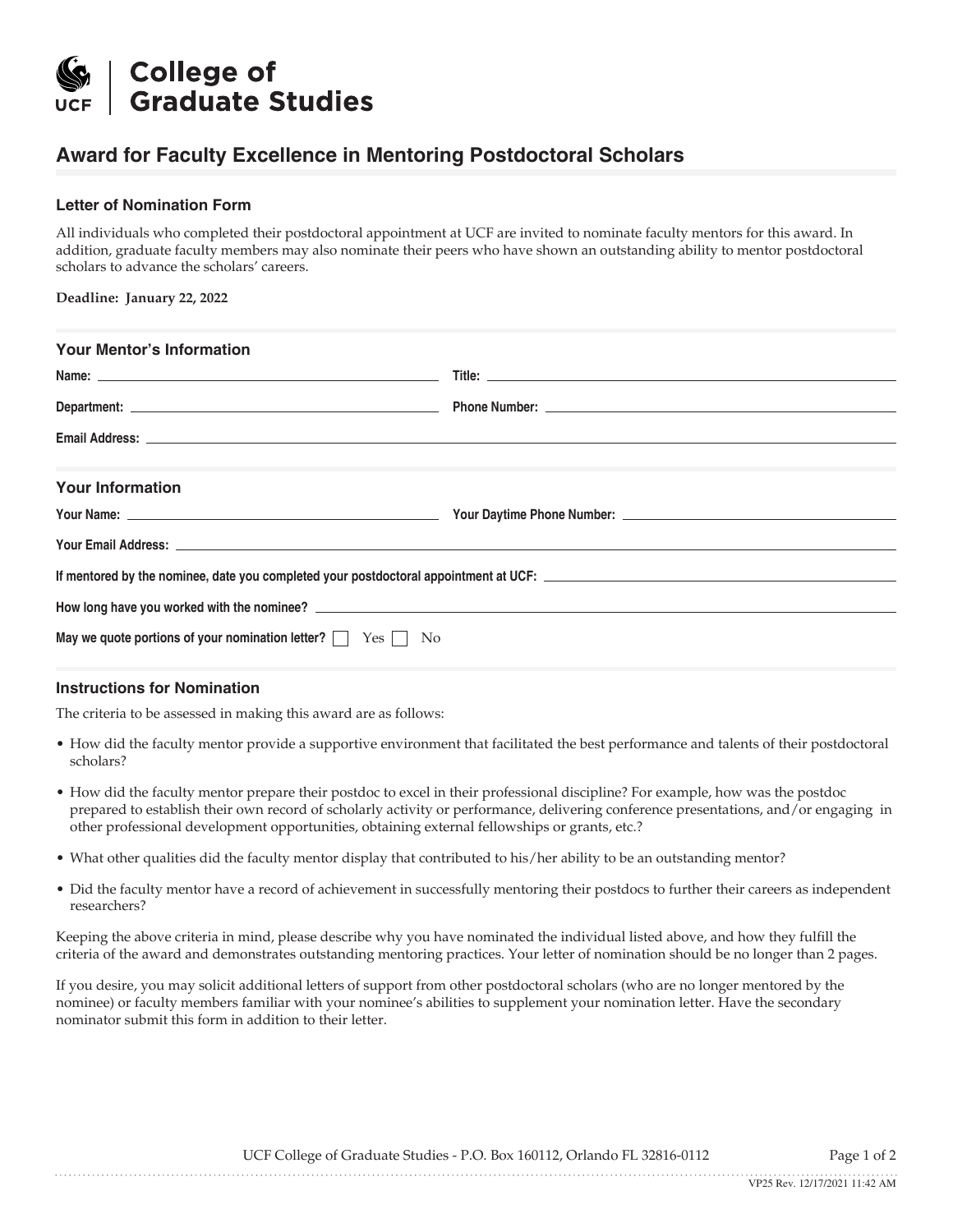# College of Graduate Studies

## Award for Faculty Excellence in Mentoring Postdoctoral Scholars

### Letter of Nomination Form

All individuals who completed their postdoctoral appointment at UCF are invited to nominate faculty mentors for this award. In addition, graduate faculty members may also nominate their peers who have shown an outstanding ability to mentor postdoctoral scholars to advance the scholars' careers.

**Deadline: January 22, 2022**

### Your Mentor's Information

**Name:** ______________________ **Title:** ______________________

**Department:** ______________________ **Phone Number:** ______________________

**Email Address:** ______________________

### Your Information

**Your Name:** ______________________ **Your Daytime Phone Number:** ______________________

**Your Email Address:** ______________________

**If mentored by the nominee, date you completed your postdoctoral appointment at UCF:** ______________________

**How long have you worked with the nominee?** ______________________

**May we quote portions of your nomination letter?** ☐ Yes ☐ No

### Instructions for Nomination

The criteria to be assessed in making this award are as follows:

- How did the faculty mentor provide a supportive environment that facilitated the best performance and talents of their postdoctoral scholars?
- How did the faculty mentor prepare their postdoc to excel in their professional discipline? For example, how was the postdoc prepared to establish their own record of scholarly activity or performance, delivering conference presentations, and/or engaging in other professional development opportunities, obtaining external fellowships or grants, etc.?
- What other qualities did the faculty mentor display that contributed to his/her ability to be an outstanding mentor?
- Did the faculty mentor have a record of achievement in successfully mentoring their postdocs to further their careers as independent researchers?

Keeping the above criteria in mind, please describe why you have nominated the individual listed above, and how they fulfill the criteria of the award and demonstrates outstanding mentoring practices. Your letter of nomination should be no longer than 2 pages.

If you desire, you may solicit additional letters of support from other postdoctoral scholars (who are no longer mentored by the nominee) or faculty members familiar with your nominee's abilities to supplement your nomination letter. Have the secondary nominator submit this form in addition to their letter.

UCF College of Graduate Studies - P.O. Box 160112, Orlando FL 32816-0112

VP25 Rev. 12/17/2021 11:42 AM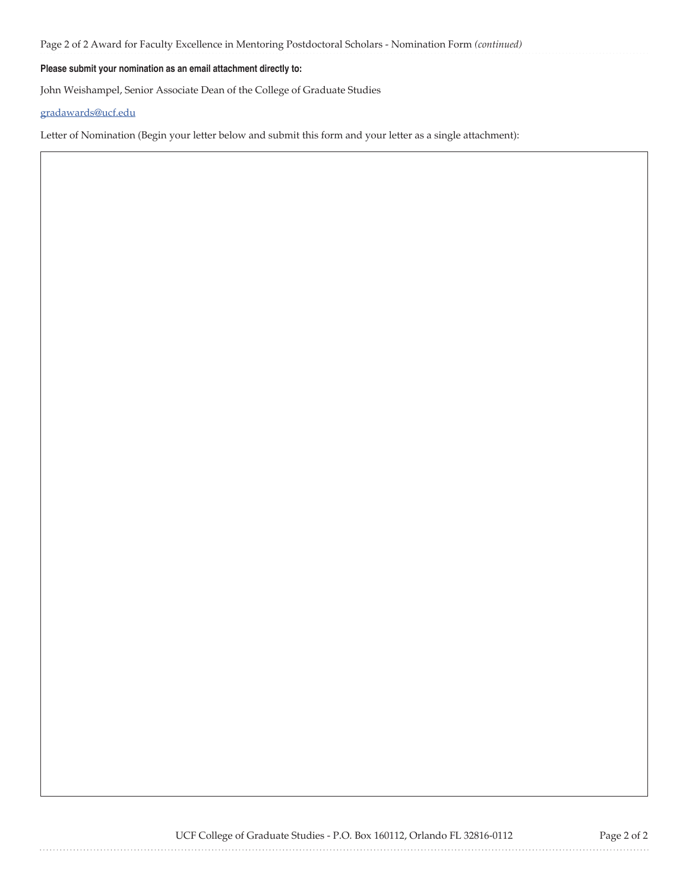**Please submit your nomination as an email attachment directly to:**

John Weishampel, Senior Associate Dean of the College of Graduate Studies

gradawards@ucf.edu

Letter of Nomination (Begin your letter below and submit this form and your letter as a single attachment):

UCF College of Graduate Studies - P.O. Box 160112, Orlando FL 32816-0112